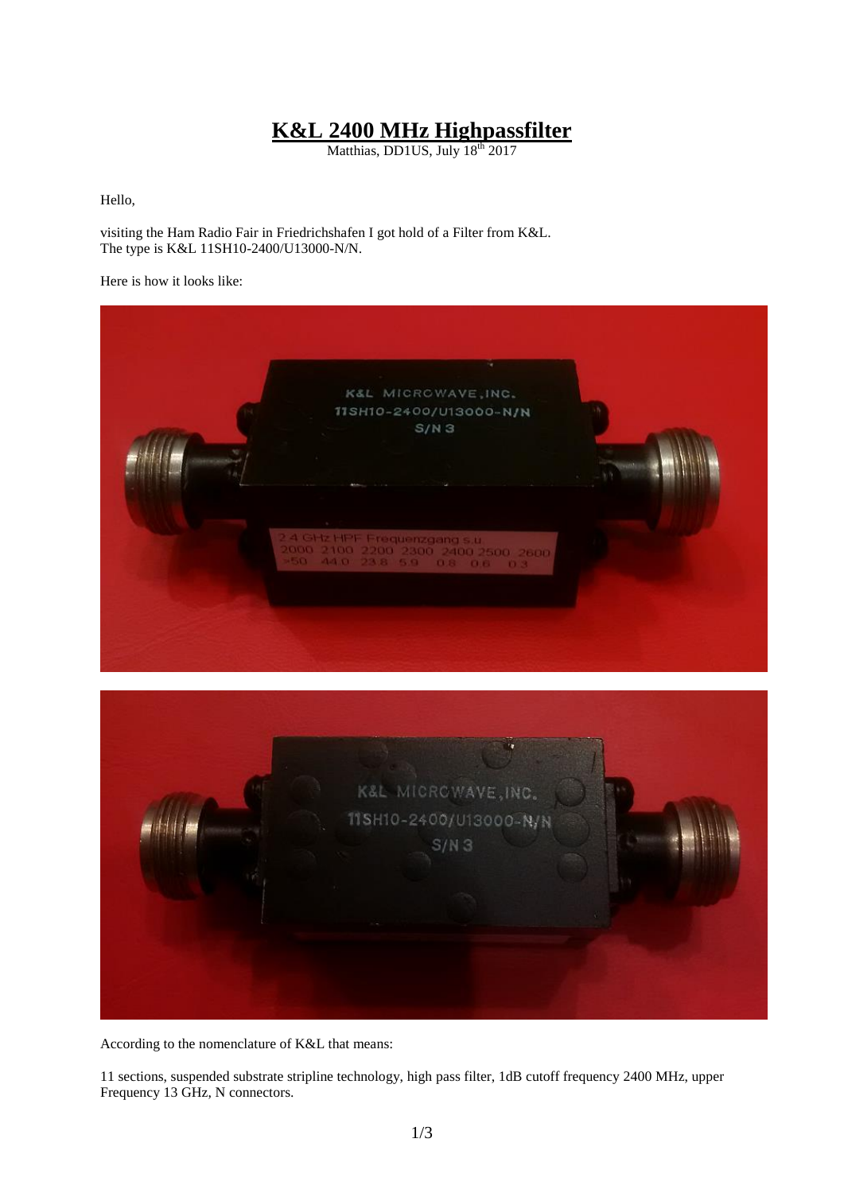# K&L 2400 MHz Highpassfilter

Matthias, DD1US, July 18th 2017

Hello,

visiting the Ham Radio Fair in Friedrichshafen I got hold of a Filter from K&L.
The type is K&L 11SH10-2400/U13000-N/N.

Here is how it looks like:

According to the nomenclature of K&L that means:

11 sections, suspended substrate stripline technology, high pass filter, 1dB cutoff frequency 2400 MHz, upper Frequency 13 GHz, N connectors.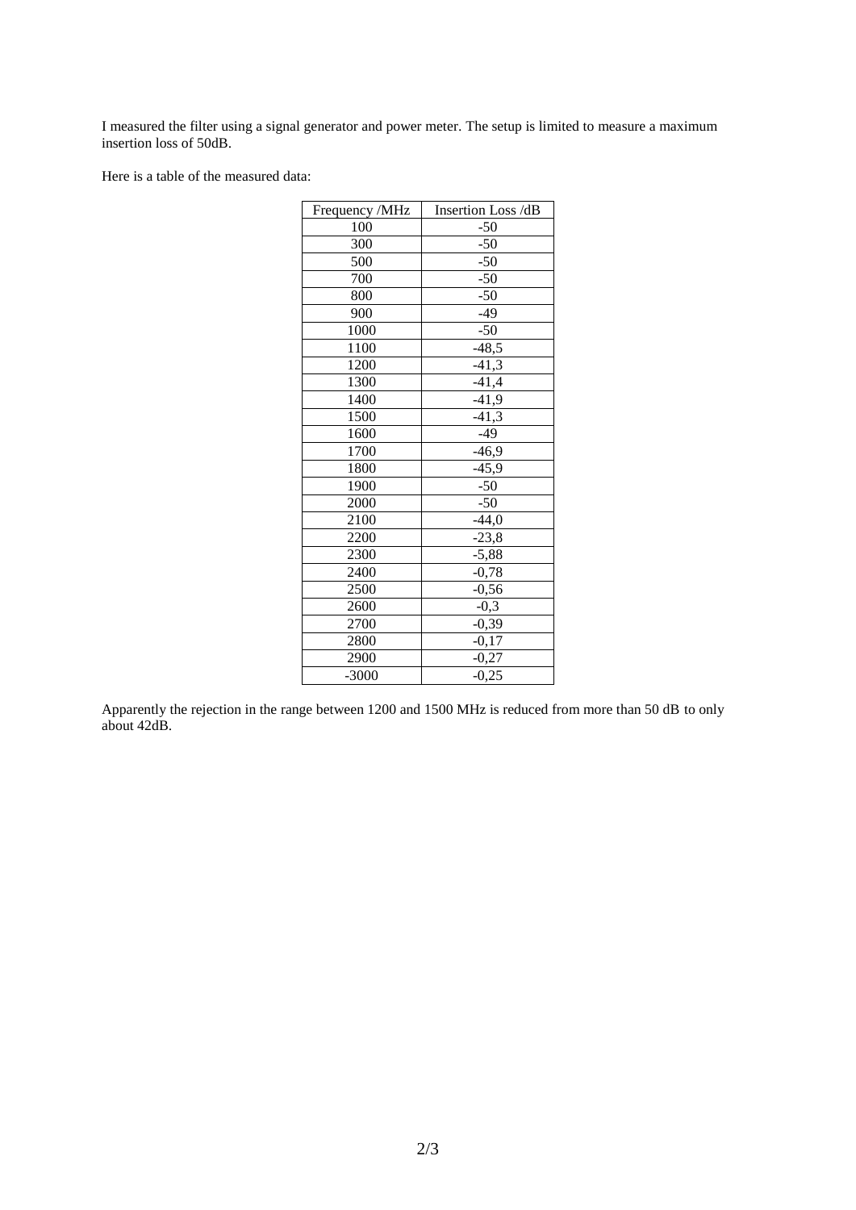I measured the filter using a signal generator and power meter. The setup is limited to measure a maximum insertion loss of 50dB.

Here is a table of the measured data:

| Frequency /MHz | Insertion Loss /dB |
|---|---|
| 100 | -50 |
| 300 | -50 |
| 500 | -50 |
| 700 | -50 |
| 800 | -50 |
| 900 | -49 |
| 1000 | -50 |
| 1100 | -48,5 |
| 1200 | -41,3 |
| 1300 | -41,4 |
| 1400 | -41,9 |
| 1500 | -41,3 |
| 1600 | -49 |
| 1700 | -46,9 |
| 1800 | -45,9 |
| 1900 | -50 |
| 2000 | -50 |
| 2100 | -44,0 |
| 2200 | -23,8 |
| 2300 | -5,88 |
| 2400 | -0,78 |
| 2500 | -0,56 |
| 2600 | -0,3 |
| 2700 | -0,39 |
| 2800 | -0,17 |
| 2900 | -0,27 |
| -3000 | -0,25 |

Apparently the rejection in the range between 1200 and 1500 MHz is reduced from more than 50 dB to only about 42dB.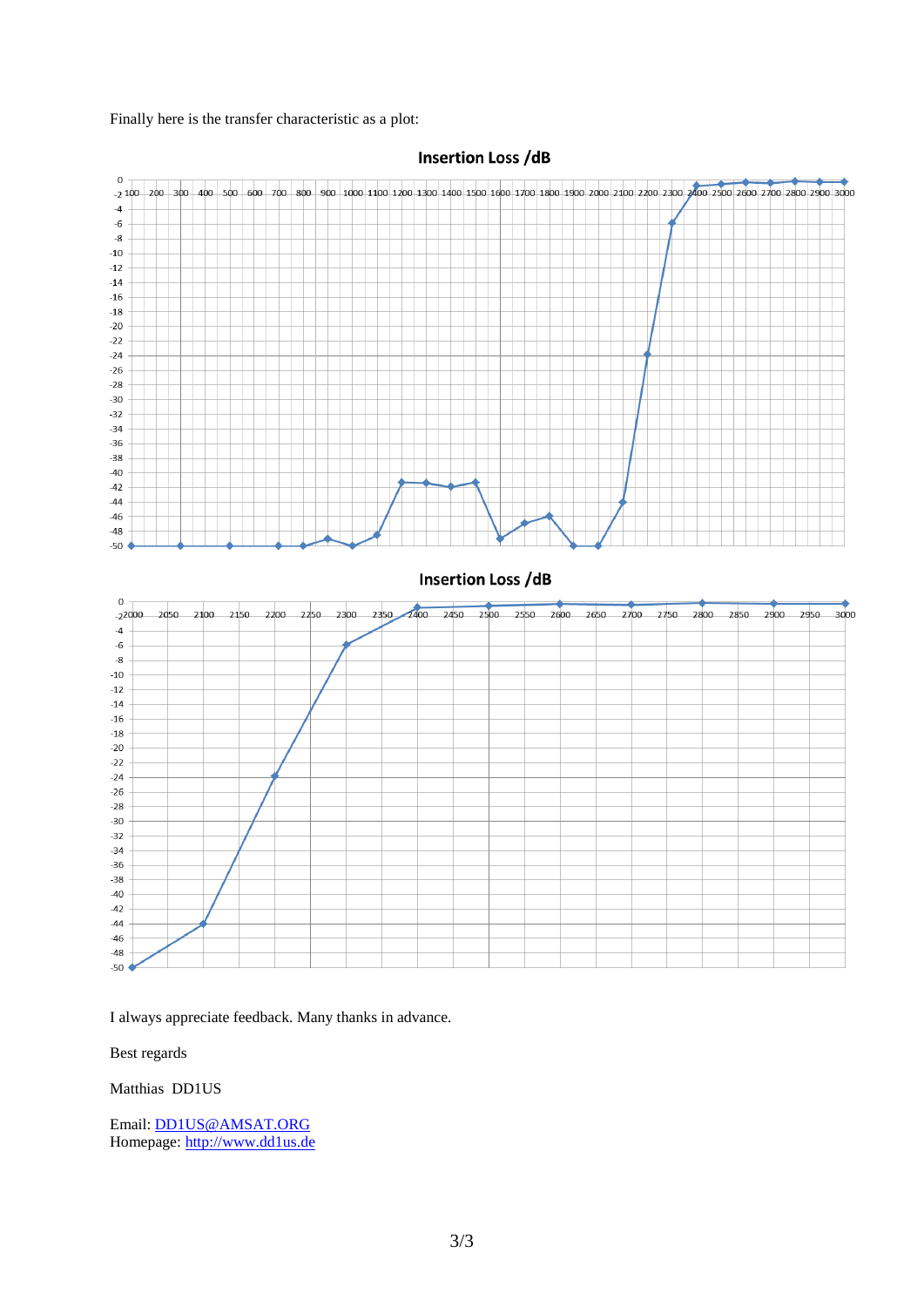Finally here is the transfer characteristic as a plot:

Insertion Loss /dB

0
-2
-4
-6
-8
-10
-12
-14
-16
-18
-20
-22
-24
-26
-28
-30
-32
-34
-36
-38
-40
-42
-44
-46
-48
-50

100 200 300 400 500 600 700 800 900 1000 1100 1200 1300 1400 1500 1600 1700 1800 1900 2000 2100 2200 2300 2400 2500 2600 2700 2800 2900 3000

Insertion Loss /dB

0
-2
-4
-6
-8
-10
-12
-14
-16
-18
-20
-22
-24
-26
-28
-30
-32
-34
-36
-38
-40
-42
-44
-46
-48
-50

2000 2050 2100 2150 2200 2250 2300 2350 2400 2450 2500 2550 2600 2650 2700 2750 2800 2850 2900 2950 3000

I always appreciate feedback. Many thanks in advance.

Best regards

Matthias DD1US

Email: DD1US@AMSAT.ORG
Homepage: http://www.dd1us.de